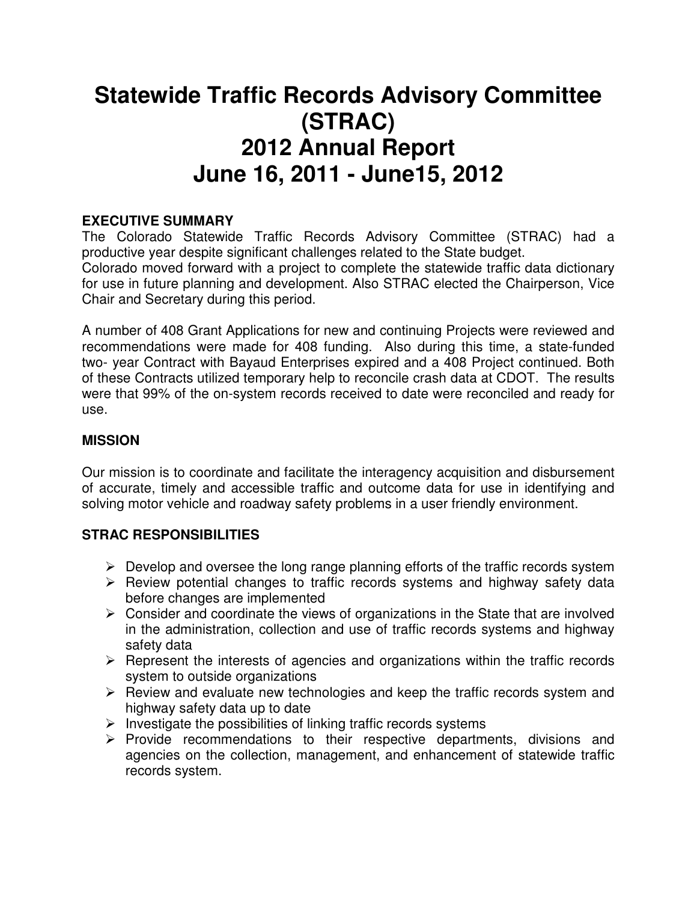# Statewide Traffic Records Advisory Committee (STRAC)
# 2012 Annual Report
# June 16, 2011 - June15, 2012

**EXECUTIVE SUMMARY**

The Colorado Statewide Traffic Records Advisory Committee (STRAC) had a productive year despite significant challenges related to the State budget.
Colorado moved forward with a project to complete the statewide traffic data dictionary for use in future planning and development. Also STRAC elected the Chairperson, Vice Chair and Secretary during this period.

A number of 408 Grant Applications for new and continuing Projects were reviewed and recommendations were made for 408 funding. Also during this time, a state-funded two- year Contract with Bayaud Enterprises expired and a 408 Project continued. Both of these Contracts utilized temporary help to reconcile crash data at CDOT. The results were that 99% of the on-system records received to date were reconciled and ready for use.

**MISSION**

Our mission is to coordinate and facilitate the interagency acquisition and disbursement of accurate, timely and accessible traffic and outcome data for use in identifying and solving motor vehicle and roadway safety problems in a user friendly environment.

**STRAC RESPONSIBILITIES**

- Develop and oversee the long range planning efforts of the traffic records system
- Review potential changes to traffic records systems and highway safety data before changes are implemented
- Consider and coordinate the views of organizations in the State that are involved in the administration, collection and use of traffic records systems and highway safety data
- Represent the interests of agencies and organizations within the traffic records system to outside organizations
- Review and evaluate new technologies and keep the traffic records system and highway safety data up to date
- Investigate the possibilities of linking traffic records systems
- Provide recommendations to their respective departments, divisions and agencies on the collection, management, and enhancement of statewide traffic records system.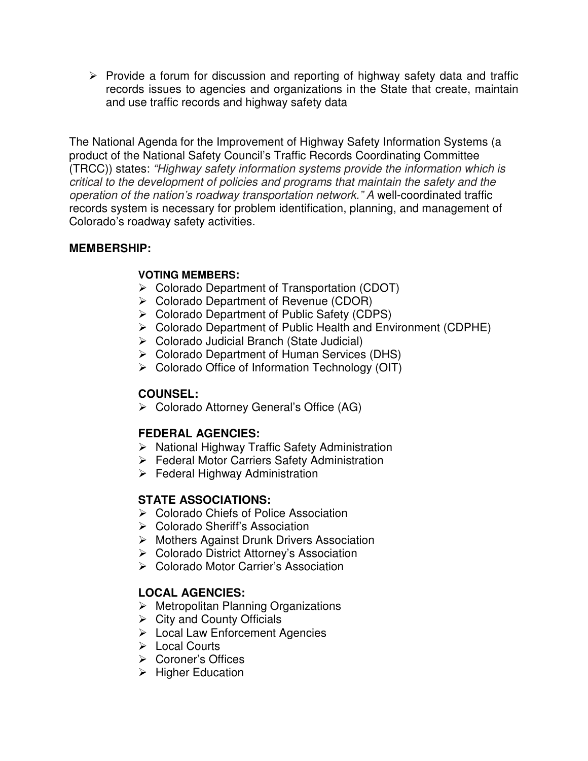- Provide a forum for discussion and reporting of highway safety data and traffic records issues to agencies and organizations in the State that create, maintain and use traffic records and highway safety data

The National Agenda for the Improvement of Highway Safety Information Systems (a product of the National Safety Council's Traffic Records Coordinating Committee (TRCC)) states: *"Highway safety information systems provide the information which is critical to the development of policies and programs that maintain the safety and the operation of the nation's roadway transportation network." A* well-coordinated traffic records system is necessary for problem identification, planning, and management of Colorado's roadway safety activities.

**MEMBERSHIP:**

**VOTING MEMBERS:**

- Colorado Department of Transportation (CDOT)
- Colorado Department of Revenue (CDOR)
- Colorado Department of Public Safety (CDPS)
- Colorado Department of Public Health and Environment (CDPHE)
- Colorado Judicial Branch (State Judicial)
- Colorado Department of Human Services (DHS)
- Colorado Office of Information Technology (OIT)

**COUNSEL:**

- Colorado Attorney General's Office (AG)

**FEDERAL AGENCIES:**

- National Highway Traffic Safety Administration
- Federal Motor Carriers Safety Administration
- Federal Highway Administration

**STATE ASSOCIATIONS:**

- Colorado Chiefs of Police Association
- Colorado Sheriff's Association
- Mothers Against Drunk Drivers Association
- Colorado District Attorney's Association
- Colorado Motor Carrier's Association

**LOCAL AGENCIES:**

- Metropolitan Planning Organizations
- City and County Officials
- Local Law Enforcement Agencies
- Local Courts
- Coroner's Offices
- Higher Education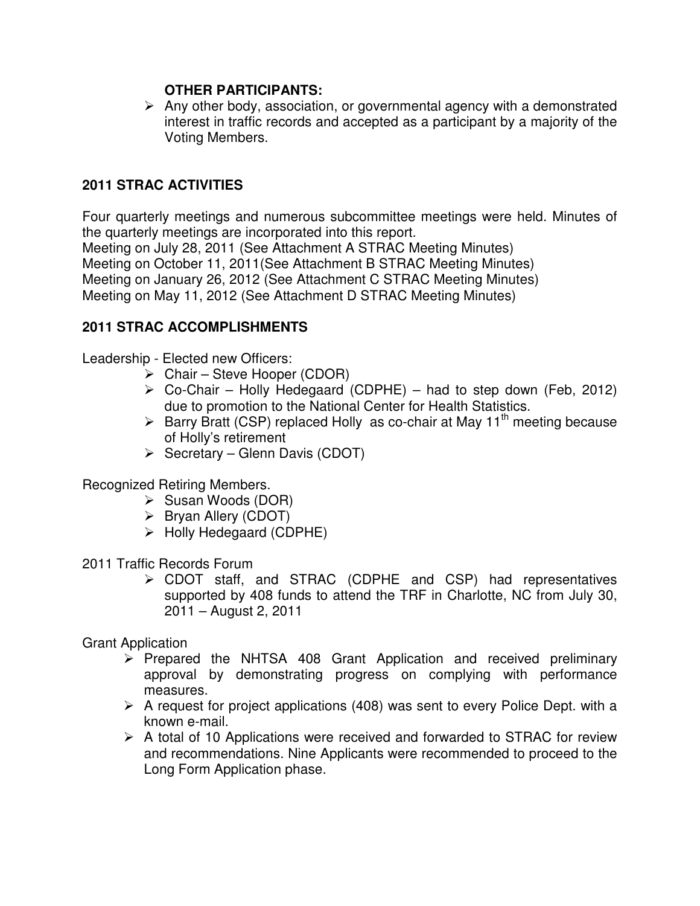**OTHER PARTICIPANTS:**

- Any other body, association, or governmental agency with a demonstrated interest in traffic records and accepted as a participant by a majority of the Voting Members.

## 2011 STRAC ACTIVITIES

Four quarterly meetings and numerous subcommittee meetings were held. Minutes of the quarterly meetings are incorporated into this report.
Meeting on July 28, 2011 (See Attachment A STRAC Meeting Minutes)
Meeting on October 11, 2011(See Attachment B STRAC Meeting Minutes)
Meeting on January 26, 2012 (See Attachment C STRAC Meeting Minutes)
Meeting on May 11, 2012 (See Attachment D STRAC Meeting Minutes)

## 2011 STRAC ACCOMPLISHMENTS

Leadership - Elected new Officers:

- Chair – Steve Hooper (CDOR)
- Co-Chair – Holly Hedegaard (CDPHE) – had to step down (Feb, 2012) due to promotion to the National Center for Health Statistics.
- Barry Bratt (CSP) replaced Holly as co-chair at May 11th meeting because of Holly's retirement
- Secretary – Glenn Davis (CDOT)

Recognized Retiring Members.

- Susan Woods (DOR)
- Bryan Allery (CDOT)
- Holly Hedegaard (CDPHE)

2011 Traffic Records Forum

- CDOT staff, and STRAC (CDPHE and CSP) had representatives supported by 408 funds to attend the TRF in Charlotte, NC from July 30, 2011 – August 2, 2011

Grant Application

- Prepared the NHTSA 408 Grant Application and received preliminary approval by demonstrating progress on complying with performance measures.
- A request for project applications (408) was sent to every Police Dept. with a known e-mail.
- A total of 10 Applications were received and forwarded to STRAC for review and recommendations. Nine Applicants were recommended to proceed to the Long Form Application phase.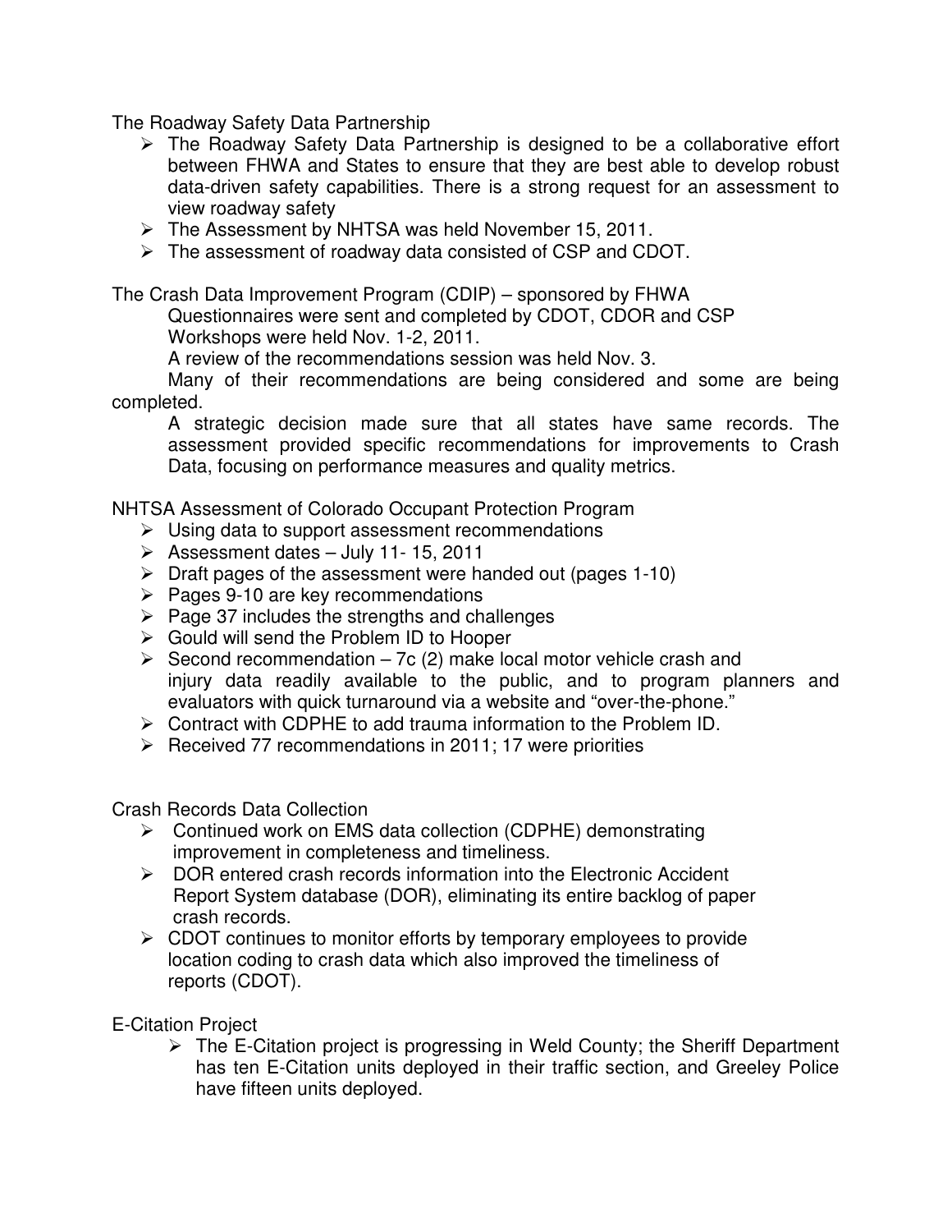The Roadway Safety Data Partnership

- The Roadway Safety Data Partnership is designed to be a collaborative effort between FHWA and States to ensure that they are best able to develop robust data-driven safety capabilities. There is a strong request for an assessment to view roadway safety
- The Assessment by NHTSA was held November 15, 2011.
- The assessment of roadway data consisted of CSP and CDOT.

The Crash Data Improvement Program (CDIP) – sponsored by FHWA

Questionnaires were sent and completed by CDOT, CDOR and CSP

Workshops were held Nov. 1-2, 2011.

A review of the recommendations session was held Nov. 3.

Many of their recommendations are being considered and some are being completed.

A strategic decision made sure that all states have same records. The assessment provided specific recommendations for improvements to Crash Data, focusing on performance measures and quality metrics.

NHTSA Assessment of Colorado Occupant Protection Program

- Using data to support assessment recommendations
- Assessment dates – July 11- 15, 2011
- Draft pages of the assessment were handed out (pages 1-10)
- Pages 9-10 are key recommendations
- Page 37 includes the strengths and challenges
- Gould will send the Problem ID to Hooper
- Second recommendation – 7c (2) make local motor vehicle crash and injury data readily available to the public, and to program planners and evaluators with quick turnaround via a website and "over-the-phone."
- Contract with CDPHE to add trauma information to the Problem ID.
- Received 77 recommendations in 2011; 17 were priorities

Crash Records Data Collection

- Continued work on EMS data collection (CDPHE) demonstrating improvement in completeness and timeliness.
- DOR entered crash records information into the Electronic Accident Report System database (DOR), eliminating its entire backlog of paper crash records.
- CDOT continues to monitor efforts by temporary employees to provide location coding to crash data which also improved the timeliness of reports (CDOT).

E-Citation Project

- The E-Citation project is progressing in Weld County; the Sheriff Department has ten E-Citation units deployed in their traffic section, and Greeley Police have fifteen units deployed.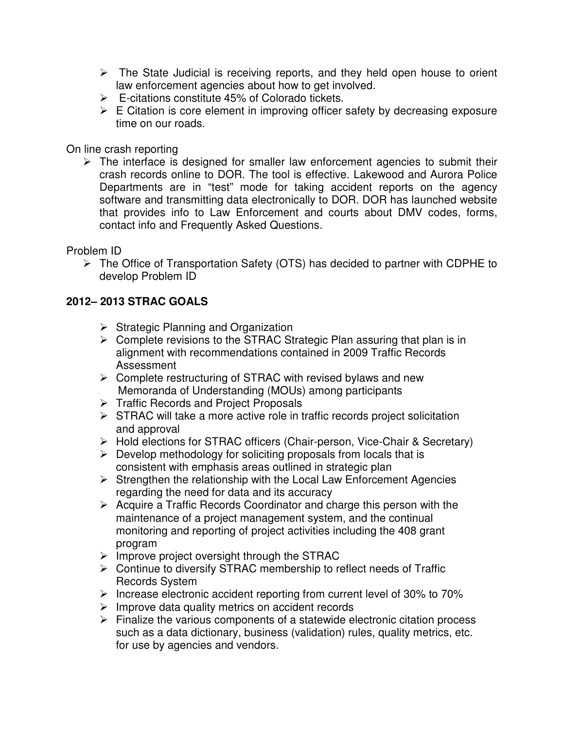- The State Judicial is receiving reports, and they held open house to orient law enforcement agencies about how to get involved.
- E-citations constitute 45% of Colorado tickets.
- E Citation is core element in improving officer safety by decreasing exposure time on our roads.

On line crash reporting

- The interface is designed for smaller law enforcement agencies to submit their crash records online to DOR. The tool is effective. Lakewood and Aurora Police Departments are in "test" mode for taking accident reports on the agency software and transmitting data electronically to DOR. DOR has launched website that provides info to Law Enforcement and courts about DMV codes, forms, contact info and Frequently Asked Questions.

Problem ID

- The Office of Transportation Safety (OTS) has decided to partner with CDPHE to develop Problem ID

**2012– 2013 STRAC GOALS**

- Strategic Planning and Organization
- Complete revisions to the STRAC Strategic Plan assuring that plan is in alignment with recommendations contained in 2009 Traffic Records Assessment
- Complete restructuring of STRAC with revised bylaws and new Memoranda of Understanding (MOUs) among participants
- Traffic Records and Project Proposals
- STRAC will take a more active role in traffic records project solicitation and approval
- Hold elections for STRAC officers (Chair-person, Vice-Chair & Secretary)
- Develop methodology for soliciting proposals from locals that is consistent with emphasis areas outlined in strategic plan
- Strengthen the relationship with the Local Law Enforcement Agencies regarding the need for data and its accuracy
- Acquire a Traffic Records Coordinator and charge this person with the maintenance of a project management system, and the continual monitoring and reporting of project activities including the 408 grant program
- Improve project oversight through the STRAC
- Continue to diversify STRAC membership to reflect needs of Traffic Records System
- Increase electronic accident reporting from current level of 30% to 70%
- Improve data quality metrics on accident records
- Finalize the various components of a statewide electronic citation process such as a data dictionary, business (validation) rules, quality metrics, etc. for use by agencies and vendors.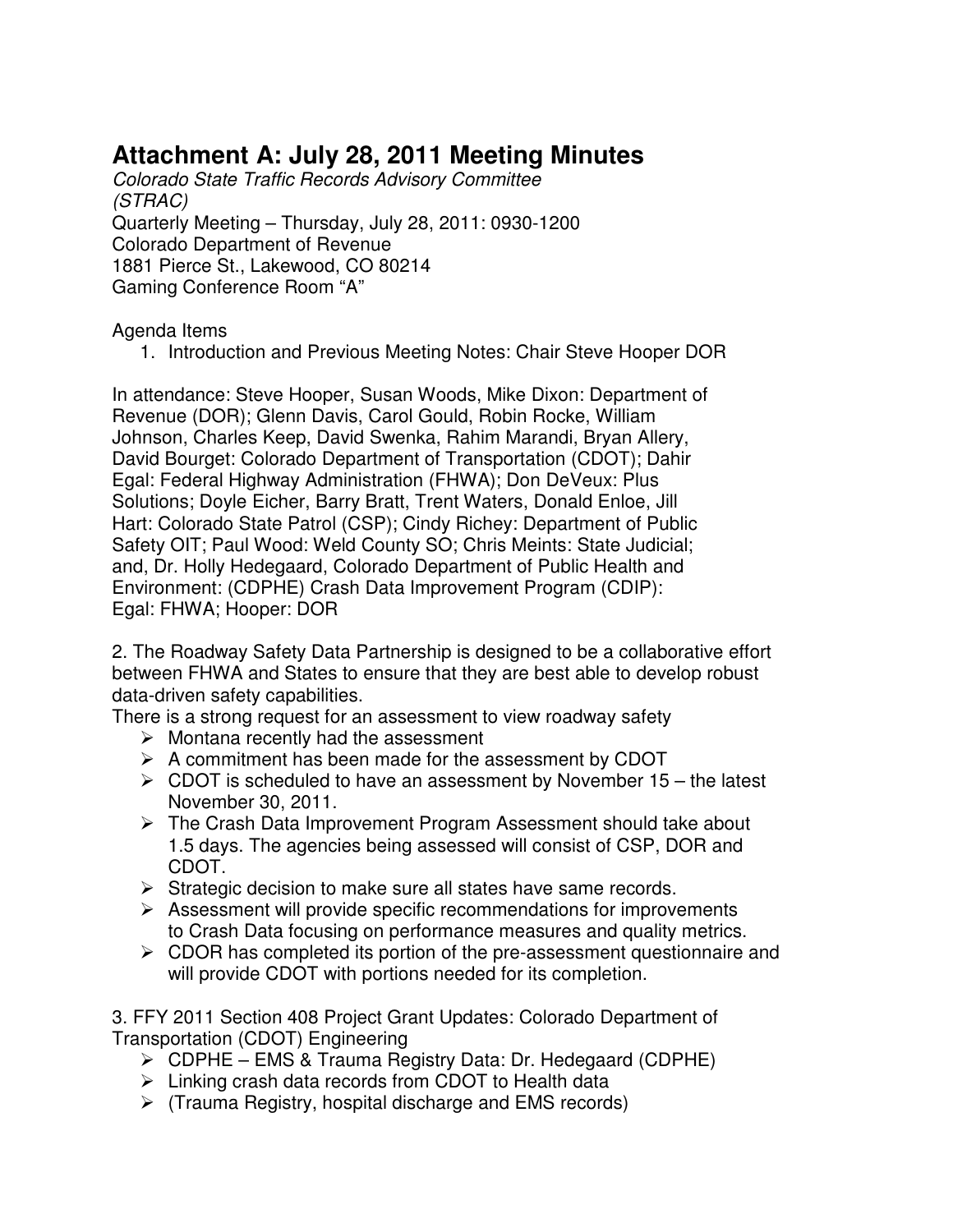# Attachment A: July 28, 2011 Meeting Minutes

*Colorado State Traffic Records Advisory Committee*
*(STRAC)*
Quarterly Meeting – Thursday, July 28, 2011: 0930-1200
Colorado Department of Revenue
1881 Pierce St., Lakewood, CO 80214
Gaming Conference Room "A"

Agenda Items

1. Introduction and Previous Meeting Notes: Chair Steve Hooper DOR

In attendance: Steve Hooper, Susan Woods, Mike Dixon: Department of Revenue (DOR); Glenn Davis, Carol Gould, Robin Rocke, William Johnson, Charles Keep, David Swenka, Rahim Marandi, Bryan Allery, David Bourget: Colorado Department of Transportation (CDOT); Dahir Egal: Federal Highway Administration (FHWA); Don DeVeux: Plus Solutions; Doyle Eicher, Barry Bratt, Trent Waters, Donald Enloe, Jill Hart: Colorado State Patrol (CSP); Cindy Richey: Department of Public Safety OIT; Paul Wood: Weld County SO; Chris Meints: State Judicial; and, Dr. Holly Hedegaard, Colorado Department of Public Health and Environment: (CDPHE) Crash Data Improvement Program (CDIP): Egal: FHWA; Hooper: DOR

2. The Roadway Safety Data Partnership is designed to be a collaborative effort between FHWA and States to ensure that they are best able to develop robust data-driven safety capabilities.

There is a strong request for an assessment to view roadway safety

- Montana recently had the assessment
- A commitment has been made for the assessment by CDOT
- CDOT is scheduled to have an assessment by November 15 – the latest November 30, 2011.
- The Crash Data Improvement Program Assessment should take about 1.5 days. The agencies being assessed will consist of CSP, DOR and CDOT.
- Strategic decision to make sure all states have same records.
- Assessment will provide specific recommendations for improvements to Crash Data focusing on performance measures and quality metrics.
- CDOR has completed its portion of the pre-assessment questionnaire and will provide CDOT with portions needed for its completion.

3. FFY 2011 Section 408 Project Grant Updates: Colorado Department of Transportation (CDOT) Engineering

- CDPHE – EMS & Trauma Registry Data: Dr. Hedegaard (CDPHE)
- Linking crash data records from CDOT to Health data
- (Trauma Registry, hospital discharge and EMS records)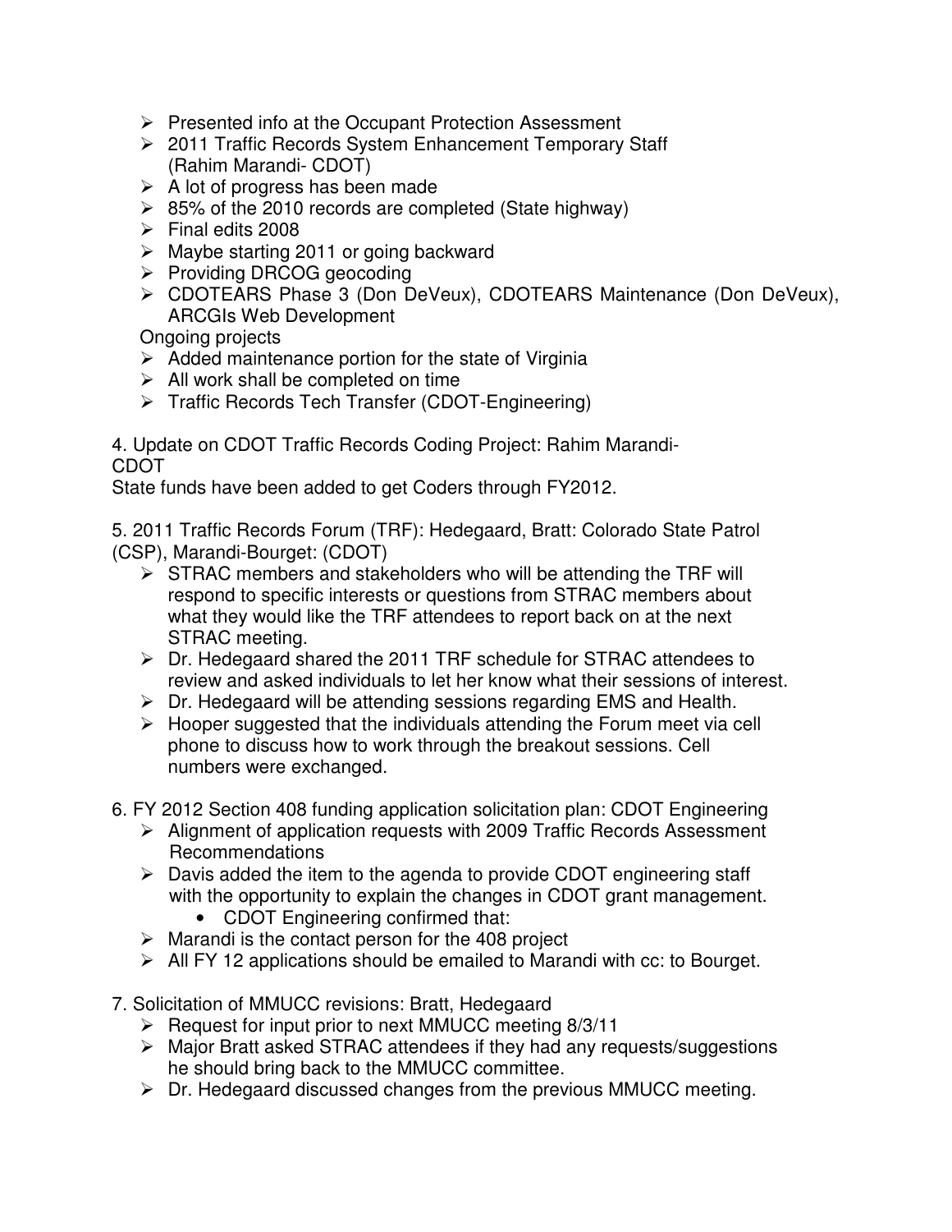- Presented info at the Occupant Protection Assessment
- 2011 Traffic Records System Enhancement Temporary Staff (Rahim Marandi- CDOT)
- A lot of progress has been made
- 85% of the 2010 records are completed (State highway)
- Final edits 2008
- Maybe starting 2011 or going backward
- Providing DRCOG geocoding
- CDOTEARS Phase 3 (Don DeVeux), CDOTEARS Maintenance (Don DeVeux), ARCGIs Web Development

Ongoing projects

- Added maintenance portion for the state of Virginia
- All work shall be completed on time
- Traffic Records Tech Transfer (CDOT-Engineering)

4. Update on CDOT Traffic Records Coding Project: Rahim Marandi-CDOT

State funds have been added to get Coders through FY2012.

5. 2011 Traffic Records Forum (TRF): Hedegaard, Bratt: Colorado State Patrol (CSP), Marandi-Bourget: (CDOT)
   - STRAC members and stakeholders who will be attending the TRF will respond to specific interests or questions from STRAC members about what they would like the TRF attendees to report back on at the next STRAC meeting.
   - Dr. Hedegaard shared the 2011 TRF schedule for STRAC attendees to review and asked individuals to let her know what their sessions of interest.
   - Dr. Hedegaard will be attending sessions regarding EMS and Health.
   - Hooper suggested that the individuals attending the Forum meet via cell phone to discuss how to work through the breakout sessions. Cell numbers were exchanged.

6. FY 2012 Section 408 funding application solicitation plan: CDOT Engineering
   - Alignment of application requests with 2009 Traffic Records Assessment Recommendations
   - Davis added the item to the agenda to provide CDOT engineering staff with the opportunity to explain the changes in CDOT grant management.
     - CDOT Engineering confirmed that:
   - Marandi is the contact person for the 408 project
   - All FY 12 applications should be emailed to Marandi with cc: to Bourget.

7. Solicitation of MMUCC revisions: Bratt, Hedegaard
   - Request for input prior to next MMUCC meeting 8/3/11
   - Major Bratt asked STRAC attendees if they had any requests/suggestions he should bring back to the MMUCC committee.
   - Dr. Hedegaard discussed changes from the previous MMUCC meeting.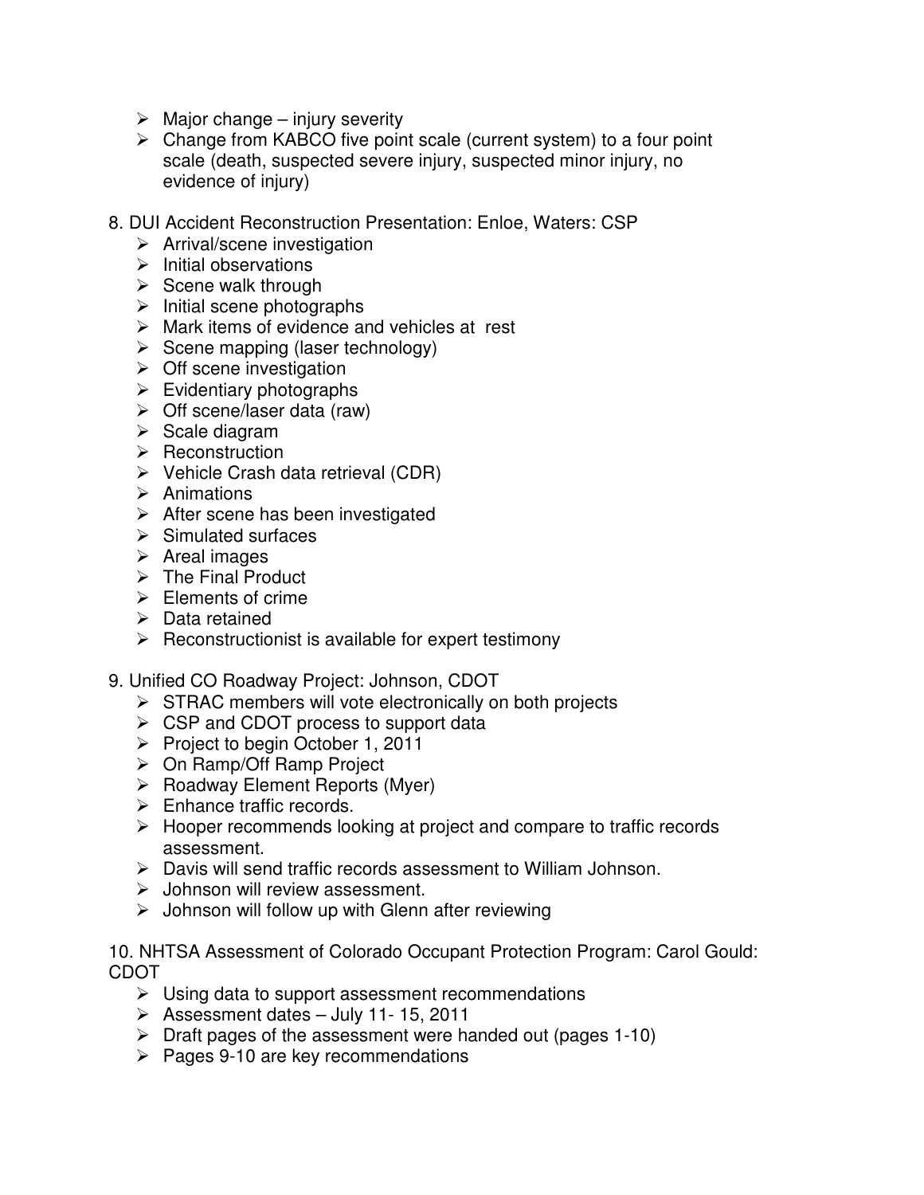- Major change – injury severity
- Change from KABCO five point scale (current system) to a four point scale (death, suspected severe injury, suspected minor injury, no evidence of injury)

8. DUI Accident Reconstruction Presentation: Enloe, Waters: CSP
   - Arrival/scene investigation
   - Initial observations
   - Scene walk through
   - Initial scene photographs
   - Mark items of evidence and vehicles at rest
   - Scene mapping (laser technology)
   - Off scene investigation
   - Evidentiary photographs
   - Off scene/laser data (raw)
   - Scale diagram
   - Reconstruction
   - Vehicle Crash data retrieval (CDR)
   - Animations
   - After scene has been investigated
   - Simulated surfaces
   - Areal images
   - The Final Product
   - Elements of crime
   - Data retained
   - Reconstructionist is available for expert testimony

9. Unified CO Roadway Project: Johnson, CDOT
   - STRAC members will vote electronically on both projects
   - CSP and CDOT process to support data
   - Project to begin October 1, 2011
   - On Ramp/Off Ramp Project
   - Roadway Element Reports (Myer)
   - Enhance traffic records.
   - Hooper recommends looking at project and compare to traffic records assessment.
   - Davis will send traffic records assessment to William Johnson.
   - Johnson will review assessment.
   - Johnson will follow up with Glenn after reviewing

10. NHTSA Assessment of Colorado Occupant Protection Program: Carol Gould: CDOT
    - Using data to support assessment recommendations
    - Assessment dates – July 11- 15, 2011
    - Draft pages of the assessment were handed out (pages 1-10)
    - Pages 9-10 are key recommendations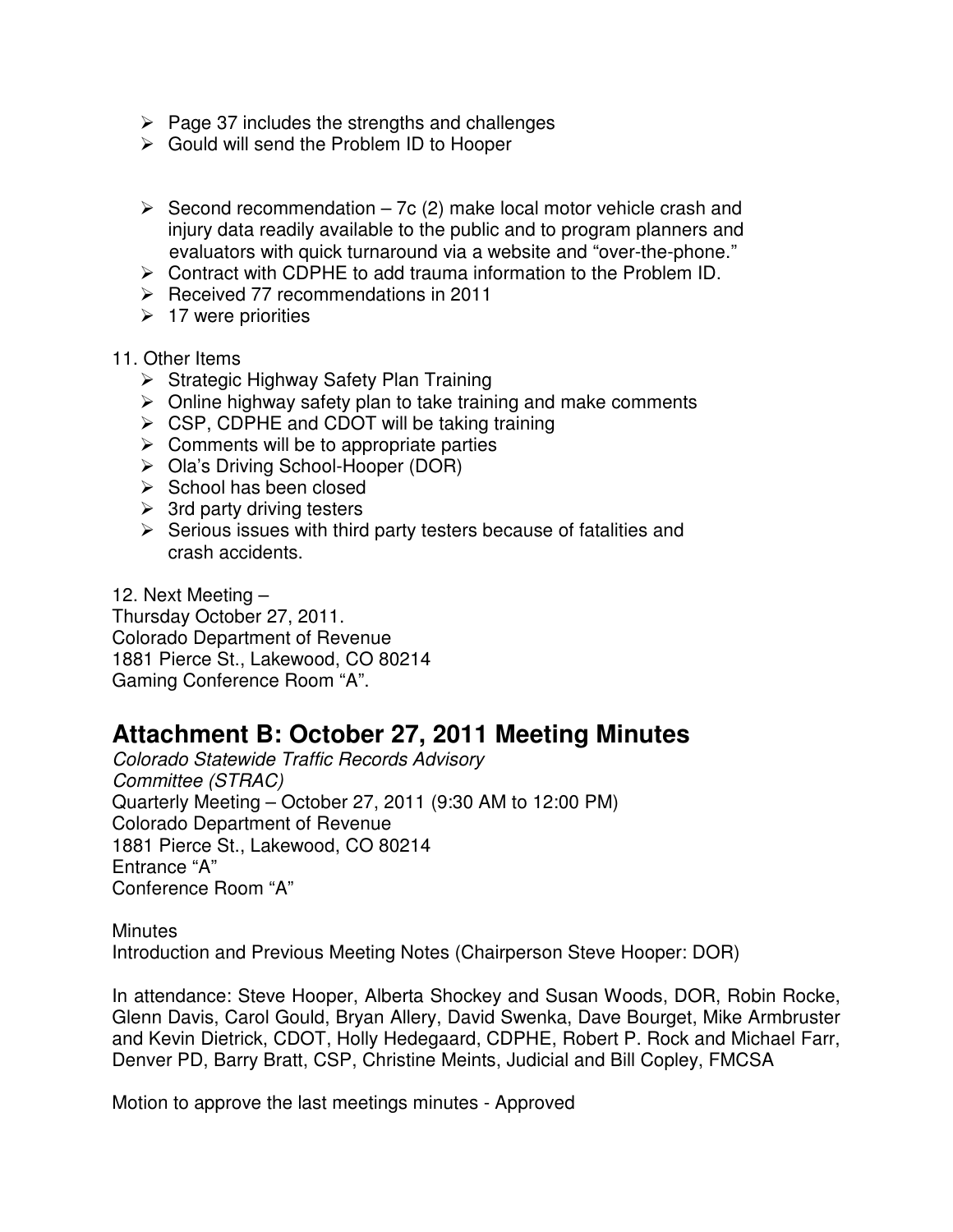- Page 37 includes the strengths and challenges
- Gould will send the Problem ID to Hooper

- Second recommendation – 7c (2) make local motor vehicle crash and injury data readily available to the public and to program planners and evaluators with quick turnaround via a website and "over-the-phone."
- Contract with CDPHE to add trauma information to the Problem ID.
- Received 77 recommendations in 2011
- 17 were priorities

11. Other Items
    - Strategic Highway Safety Plan Training
    - Online highway safety plan to take training and make comments
    - CSP, CDPHE and CDOT will be taking training
    - Comments will be to appropriate parties
    - Ola's Driving School-Hooper (DOR)
    - School has been closed
    - 3rd party driving testers
    - Serious issues with third party testers because of fatalities and crash accidents.

12. Next Meeting –
Thursday October 27, 2011.
Colorado Department of Revenue
1881 Pierce St., Lakewood, CO 80214
Gaming Conference Room "A".

## Attachment B: October 27, 2011 Meeting Minutes

*Colorado Statewide Traffic Records Advisory Committee (STRAC)*
Quarterly Meeting – October 27, 2011 (9:30 AM to 12:00 PM)
Colorado Department of Revenue
1881 Pierce St., Lakewood, CO 80214
Entrance "A"
Conference Room "A"

Minutes
Introduction and Previous Meeting Notes (Chairperson Steve Hooper: DOR)

In attendance: Steve Hooper, Alberta Shockey and Susan Woods, DOR, Robin Rocke, Glenn Davis, Carol Gould, Bryan Allery, David Swenka, Dave Bourget, Mike Armbruster and Kevin Dietrick, CDOT, Holly Hedegaard, CDPHE, Robert P. Rock and Michael Farr, Denver PD, Barry Bratt, CSP, Christine Meints, Judicial and Bill Copley, FMCSA

Motion to approve the last meetings minutes - Approved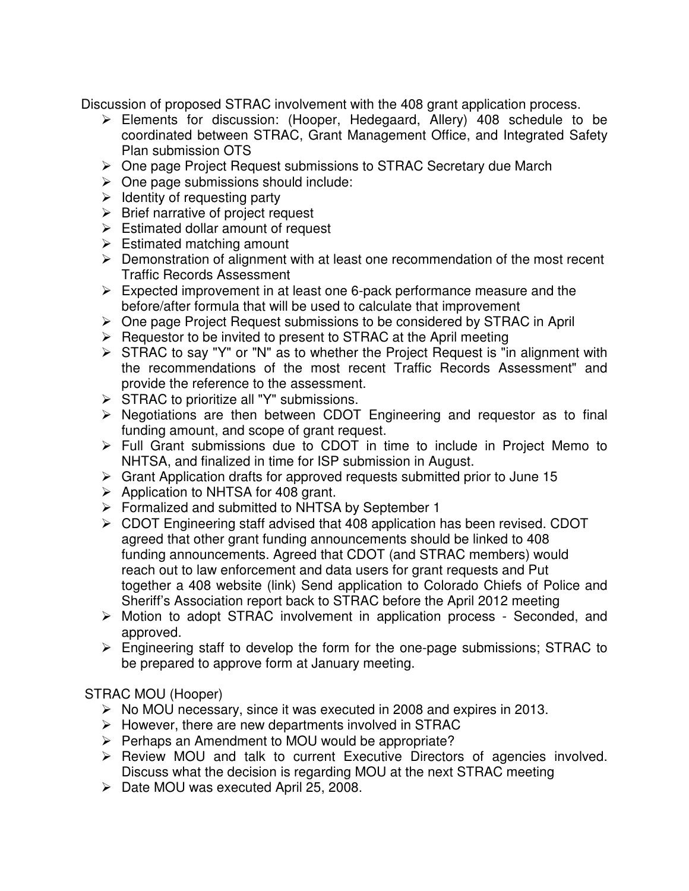Discussion of proposed STRAC involvement with the 408 grant application process.

- Elements for discussion: (Hooper, Hedegaard, Allery) 408 schedule to be coordinated between STRAC, Grant Management Office, and Integrated Safety Plan submission OTS
- One page Project Request submissions to STRAC Secretary due March
- One page submissions should include:
- Identity of requesting party
- Brief narrative of project request
- Estimated dollar amount of request
- Estimated matching amount
- Demonstration of alignment with at least one recommendation of the most recent Traffic Records Assessment
- Expected improvement in at least one 6-pack performance measure and the before/after formula that will be used to calculate that improvement
- One page Project Request submissions to be considered by STRAC in April
- Requestor to be invited to present to STRAC at the April meeting
- STRAC to say "Y" or "N" as to whether the Project Request is "in alignment with the recommendations of the most recent Traffic Records Assessment" and provide the reference to the assessment.
- STRAC to prioritize all "Y" submissions.
- Negotiations are then between CDOT Engineering and requestor as to final funding amount, and scope of grant request.
- Full Grant submissions due to CDOT in time to include in Project Memo to NHTSA, and finalized in time for ISP submission in August.
- Grant Application drafts for approved requests submitted prior to June 15
- Application to NHTSA for 408 grant.
- Formalized and submitted to NHTSA by September 1
- CDOT Engineering staff advised that 408 application has been revised. CDOT agreed that other grant funding announcements should be linked to 408 funding announcements. Agreed that CDOT (and STRAC members) would reach out to law enforcement and data users for grant requests and Put together a 408 website (link) Send application to Colorado Chiefs of Police and Sheriff's Association report back to STRAC before the April 2012 meeting
- Motion to adopt STRAC involvement in application process - Seconded, and approved.
- Engineering staff to develop the form for the one-page submissions; STRAC to be prepared to approve form at January meeting.

STRAC MOU (Hooper)

- No MOU necessary, since it was executed in 2008 and expires in 2013.
- However, there are new departments involved in STRAC
- Perhaps an Amendment to MOU would be appropriate?
- Review MOU and talk to current Executive Directors of agencies involved. Discuss what the decision is regarding MOU at the next STRAC meeting
- Date MOU was executed April 25, 2008.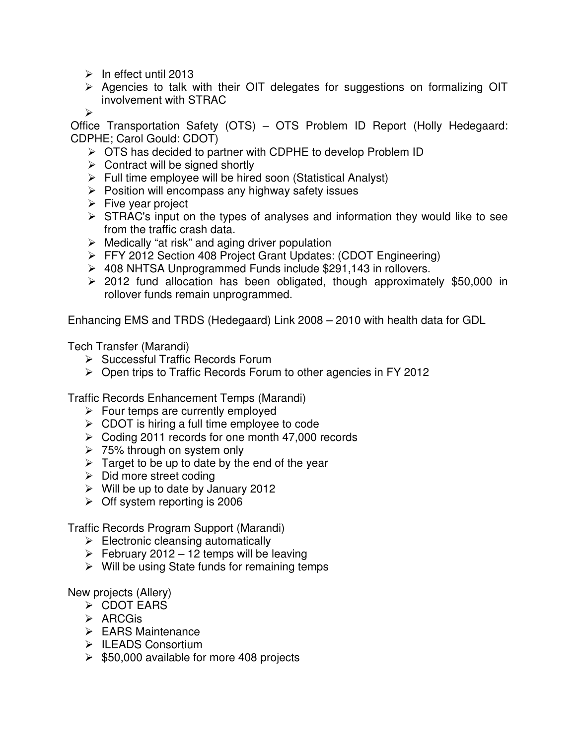- In effect until 2013
- Agencies to talk with their OIT delegates for suggestions on formalizing OIT involvement with STRAC
- 

Office Transportation Safety (OTS) – OTS Problem ID Report (Holly Hedegaard: CDPHE; Carol Gould: CDOT)

- OTS has decided to partner with CDPHE to develop Problem ID
- Contract will be signed shortly
- Full time employee will be hired soon (Statistical Analyst)
- Position will encompass any highway safety issues
- Five year project
- STRAC's input on the types of analyses and information they would like to see from the traffic crash data.
- Medically "at risk" and aging driver population
- FFY 2012 Section 408 Project Grant Updates: (CDOT Engineering)
- 408 NHTSA Unprogrammed Funds include $291,143 in rollovers.
- 2012 fund allocation has been obligated, though approximately $50,000 in rollover funds remain unprogrammed.

Enhancing EMS and TRDS (Hedegaard) Link 2008 – 2010 with health data for GDL

Tech Transfer (Marandi)

- Successful Traffic Records Forum
- Open trips to Traffic Records Forum to other agencies in FY 2012

Traffic Records Enhancement Temps (Marandi)

- Four temps are currently employed
- CDOT is hiring a full time employee to code
- Coding 2011 records for one month 47,000 records
- 75% through on system only
- Target to be up to date by the end of the year
- Did more street coding
- Will be up to date by January 2012
- Off system reporting is 2006

Traffic Records Program Support (Marandi)

- Electronic cleansing automatically
- February 2012 – 12 temps will be leaving
- Will be using State funds for remaining temps

New projects (Allery)

- CDOT EARS
- ARCGis
- EARS Maintenance
- ILEADS Consortium
- $50,000 available for more 408 projects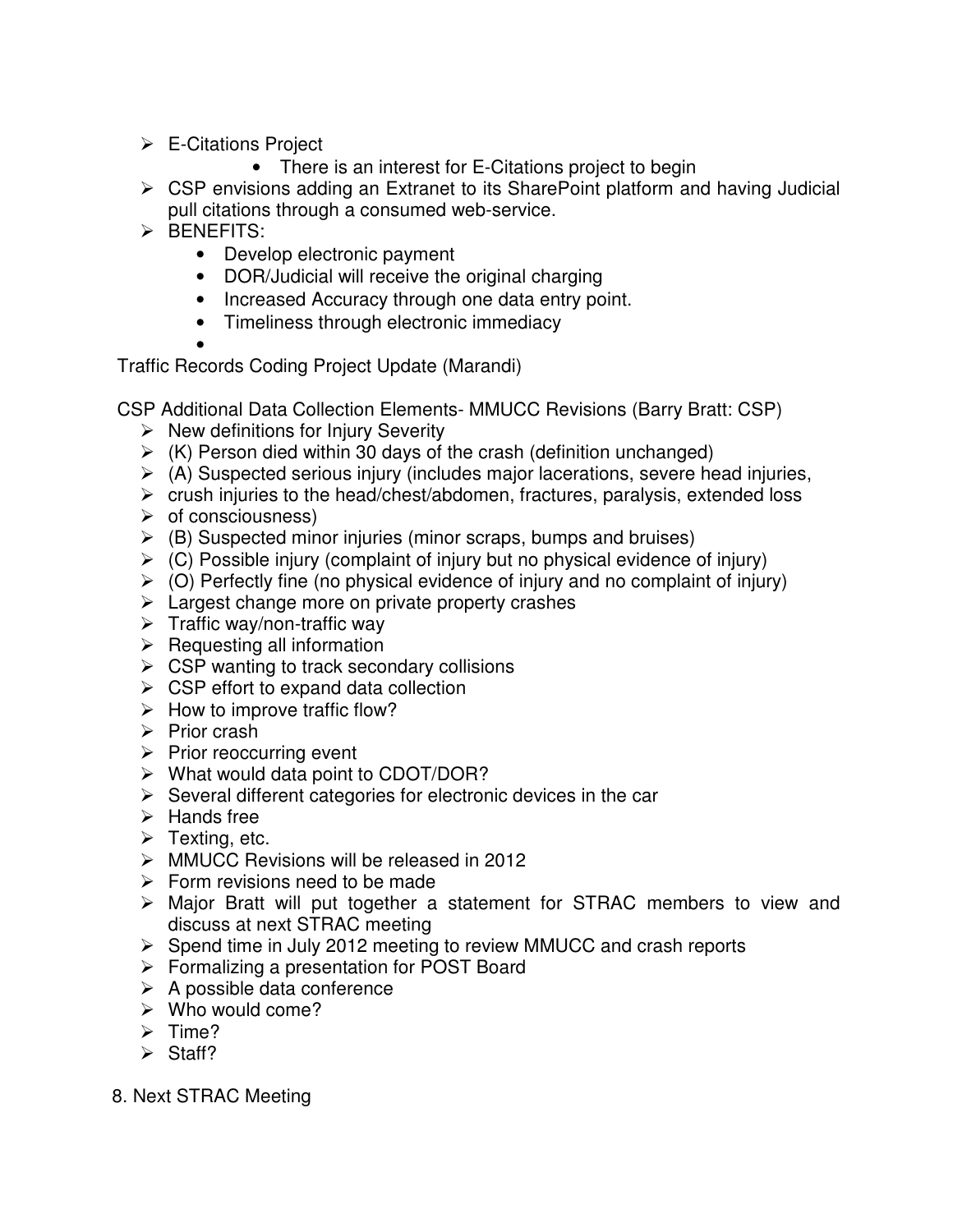- E-Citations Project
  - There is an interest for E-Citations project to begin
- CSP envisions adding an Extranet to its SharePoint platform and having Judicial pull citations through a consumed web-service.
- BENEFITS:
  - Develop electronic payment
  - DOR/Judicial will receive the original charging
  - Increased Accuracy through one data entry point.
  - Timeliness through electronic immediacy
  -

Traffic Records Coding Project Update (Marandi)

CSP Additional Data Collection Elements- MMUCC Revisions (Barry Bratt: CSP)

- New definitions for Injury Severity
- (K) Person died within 30 days of the crash (definition unchanged)
- (A) Suspected serious injury (includes major lacerations, severe head injuries,
- crush injuries to the head/chest/abdomen, fractures, paralysis, extended loss
- of consciousness)
- (B) Suspected minor injuries (minor scraps, bumps and bruises)
- (C) Possible injury (complaint of injury but no physical evidence of injury)
- (O) Perfectly fine (no physical evidence of injury and no complaint of injury)
- Largest change more on private property crashes
- Traffic way/non-traffic way
- Requesting all information
- CSP wanting to track secondary collisions
- CSP effort to expand data collection
- How to improve traffic flow?
- Prior crash
- Prior reoccurring event
- What would data point to CDOT/DOR?
- Several different categories for electronic devices in the car
- Hands free
- Texting, etc.
- MMUCC Revisions will be released in 2012
- Form revisions need to be made
- Major Bratt will put together a statement for STRAC members to view and discuss at next STRAC meeting
- Spend time in July 2012 meeting to review MMUCC and crash reports
- Formalizing a presentation for POST Board
- A possible data conference
- Who would come?
- Time?
- Staff?

8. Next STRAC Meeting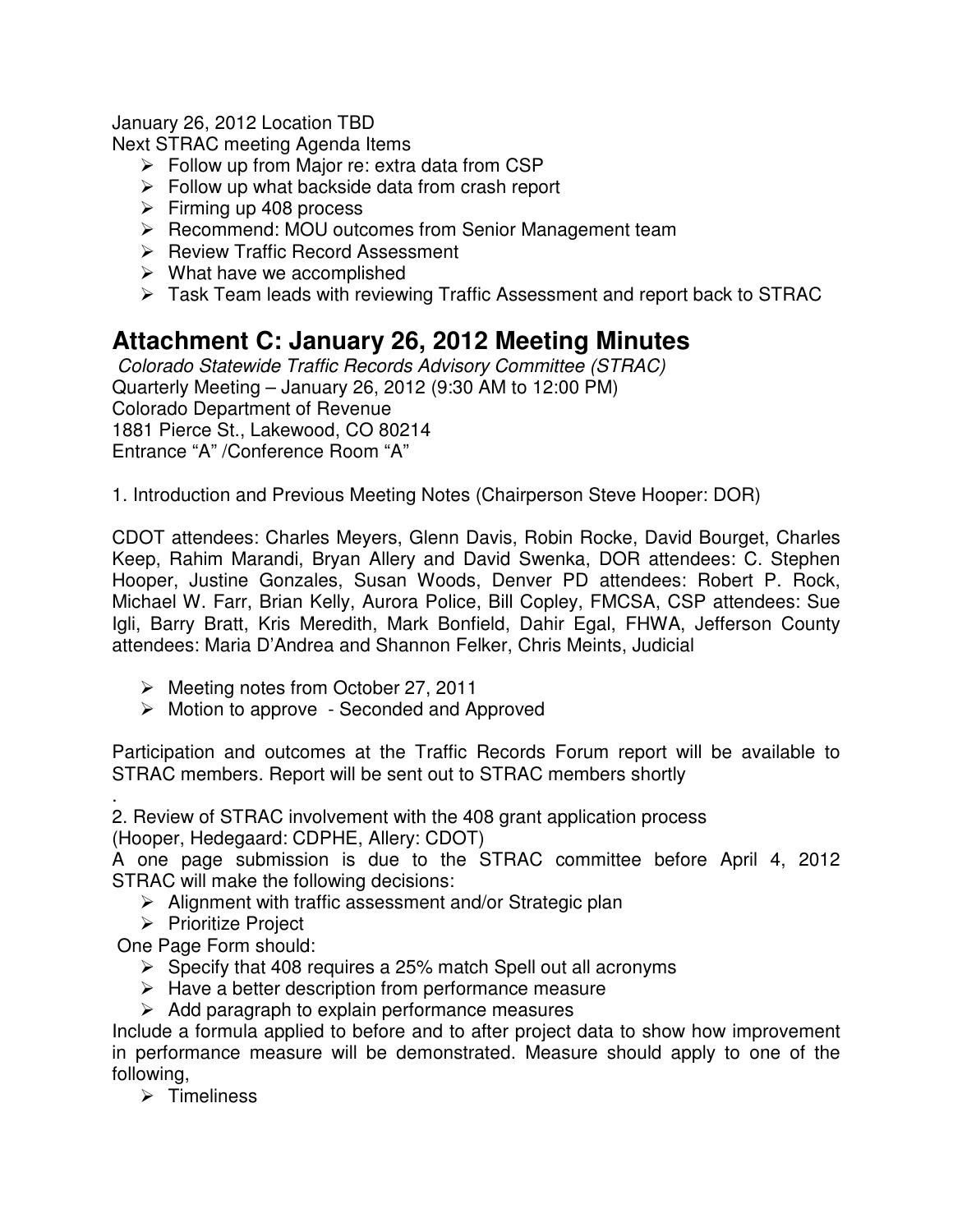January 26, 2012 Location TBD

Next STRAC meeting Agenda Items

- Follow up from Major re: extra data from CSP
- Follow up what backside data from crash report
- Firming up 408 process
- Recommend: MOU outcomes from Senior Management team
- Review Traffic Record Assessment
- What have we accomplished
- Task Team leads with reviewing Traffic Assessment and report back to STRAC

# Attachment C: January 26, 2012 Meeting Minutes

*Colorado Statewide Traffic Records Advisory Committee (STRAC)*

Quarterly Meeting – January 26, 2012 (9:30 AM to 12:00 PM)

Colorado Department of Revenue

1881 Pierce St., Lakewood, CO 80214

Entrance "A" /Conference Room "A"

1. Introduction and Previous Meeting Notes (Chairperson Steve Hooper: DOR)

CDOT attendees: Charles Meyers, Glenn Davis, Robin Rocke, David Bourget, Charles Keep, Rahim Marandi, Bryan Allery and David Swenka, DOR attendees: C. Stephen Hooper, Justine Gonzales, Susan Woods, Denver PD attendees: Robert P. Rock, Michael W. Farr, Brian Kelly, Aurora Police, Bill Copley, FMCSA, CSP attendees: Sue Igli, Barry Bratt, Kris Meredith, Mark Bonfield, Dahir Egal, FHWA, Jefferson County attendees: Maria D'Andrea and Shannon Felker, Chris Meints, Judicial

- Meeting notes from October 27, 2011
- Motion to approve - Seconded and Approved

Participation and outcomes at the Traffic Records Forum report will be available to STRAC members. Report will be sent out to STRAC members shortly

.

2. Review of STRAC involvement with the 408 grant application process

(Hooper, Hedegaard: CDPHE, Allery: CDOT)

A one page submission is due to the STRAC committee before April 4, 2012 STRAC will make the following decisions:

- Alignment with traffic assessment and/or Strategic plan
- Prioritize Project

One Page Form should:

- Specify that 408 requires a 25% match Spell out all acronyms
- Have a better description from performance measure
- Add paragraph to explain performance measures

Include a formula applied to before and to after project data to show how improvement in performance measure will be demonstrated. Measure should apply to one of the following,

- Timeliness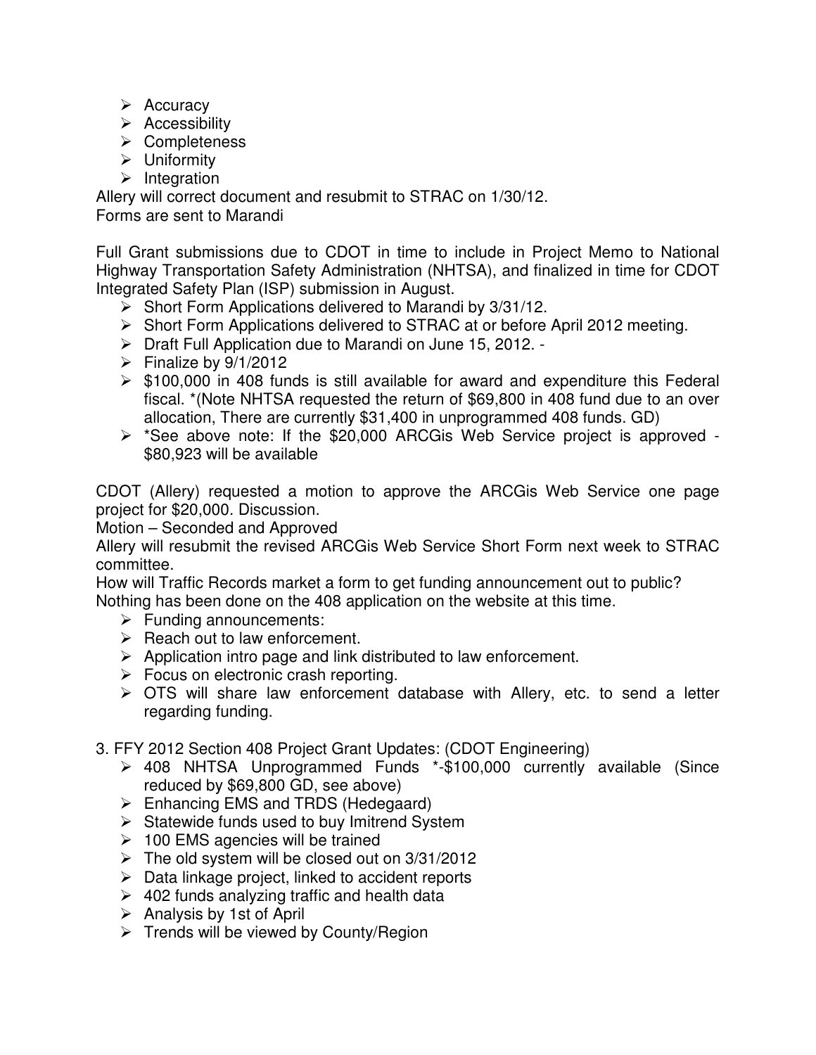- Accuracy
- Accessibility
- Completeness
- Uniformity
- Integration

Allery will correct document and resubmit to STRAC on 1/30/12.
Forms are sent to Marandi

Full Grant submissions due to CDOT in time to include in Project Memo to National Highway Transportation Safety Administration (NHTSA), and finalized in time for CDOT Integrated Safety Plan (ISP) submission in August.

- Short Form Applications delivered to Marandi by 3/31/12.
- Short Form Applications delivered to STRAC at or before April 2012 meeting.
- Draft Full Application due to Marandi on June 15, 2012. -
- Finalize by 9/1/2012
- $100,000 in 408 funds is still available for award and expenditure this Federal fiscal. *(Note NHTSA requested the return of $69,800 in 408 fund due to an over allocation, There are currently $31,400 in unprogrammed 408 funds. GD)
- *See above note: If the $20,000 ARCGis Web Service project is approved - $80,923 will be available

CDOT (Allery) requested a motion to approve the ARCGis Web Service one page project for $20,000. Discussion.
Motion – Seconded and Approved
Allery will resubmit the revised ARCGis Web Service Short Form next week to STRAC committee.
How will Traffic Records market a form to get funding announcement out to public?
Nothing has been done on the 408 application on the website at this time.

- Funding announcements:
- Reach out to law enforcement.
- Application intro page and link distributed to law enforcement.
- Focus on electronic crash reporting.
- OTS will share law enforcement database with Allery, etc. to send a letter regarding funding.

3. FFY 2012 Section 408 Project Grant Updates: (CDOT Engineering)
   - 408 NHTSA Unprogrammed Funds *-$100,000 currently available (Since reduced by $69,800 GD, see above)
   - Enhancing EMS and TRDS (Hedegaard)
   - Statewide funds used to buy Imitrend System
   - 100 EMS agencies will be trained
   - The old system will be closed out on 3/31/2012
   - Data linkage project, linked to accident reports
   - 402 funds analyzing traffic and health data
   - Analysis by 1st of April
   - Trends will be viewed by County/Region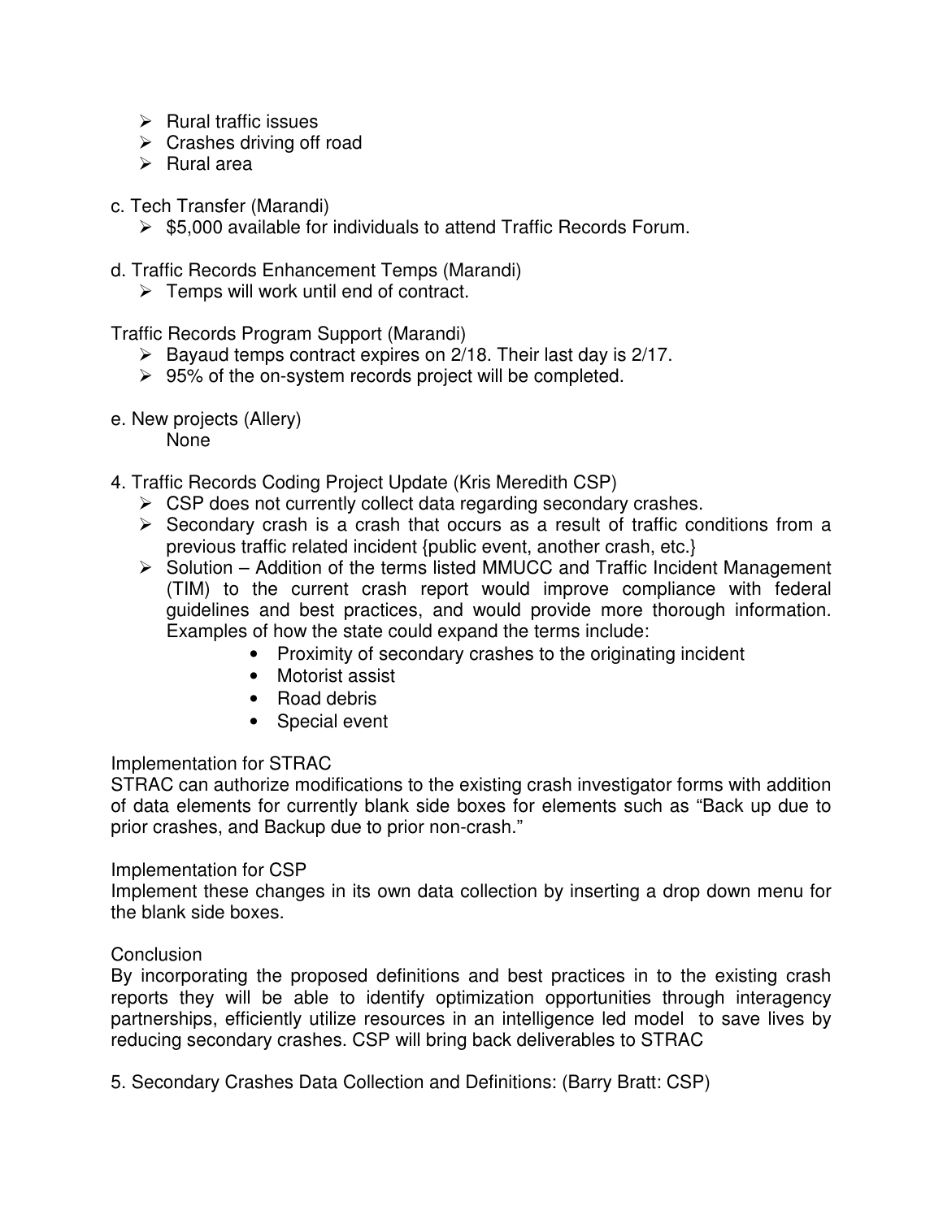- Rural traffic issues
- Crashes driving off road
- Rural area

c. Tech Transfer (Marandi)
- $5,000 available for individuals to attend Traffic Records Forum.

d. Traffic Records Enhancement Temps (Marandi)
- Temps will work until end of contract.

Traffic Records Program Support (Marandi)
- Bayaud temps contract expires on 2/18. Their last day is 2/17.
- 95% of the on-system records project will be completed.

e. New projects (Allery)
None

4. Traffic Records Coding Project Update (Kris Meredith CSP)
- CSP does not currently collect data regarding secondary crashes.
- Secondary crash is a crash that occurs as a result of traffic conditions from a previous traffic related incident {public event, another crash, etc.}
- Solution – Addition of the terms listed MMUCC and Traffic Incident Management (TIM) to the current crash report would improve compliance with federal guidelines and best practices, and would provide more thorough information. Examples of how the state could expand the terms include:
    - Proximity of secondary crashes to the originating incident
    - Motorist assist
    - Road debris
    - Special event

Implementation for STRAC
STRAC can authorize modifications to the existing crash investigator forms with addition of data elements for currently blank side boxes for elements such as "Back up due to prior crashes, and Backup due to prior non-crash."

Implementation for CSP
Implement these changes in its own data collection by inserting a drop down menu for the blank side boxes.

Conclusion
By incorporating the proposed definitions and best practices in to the existing crash reports they will be able to identify optimization opportunities through interagency partnerships, efficiently utilize resources in an intelligence led model to save lives by reducing secondary crashes. CSP will bring back deliverables to STRAC

5. Secondary Crashes Data Collection and Definitions: (Barry Bratt: CSP)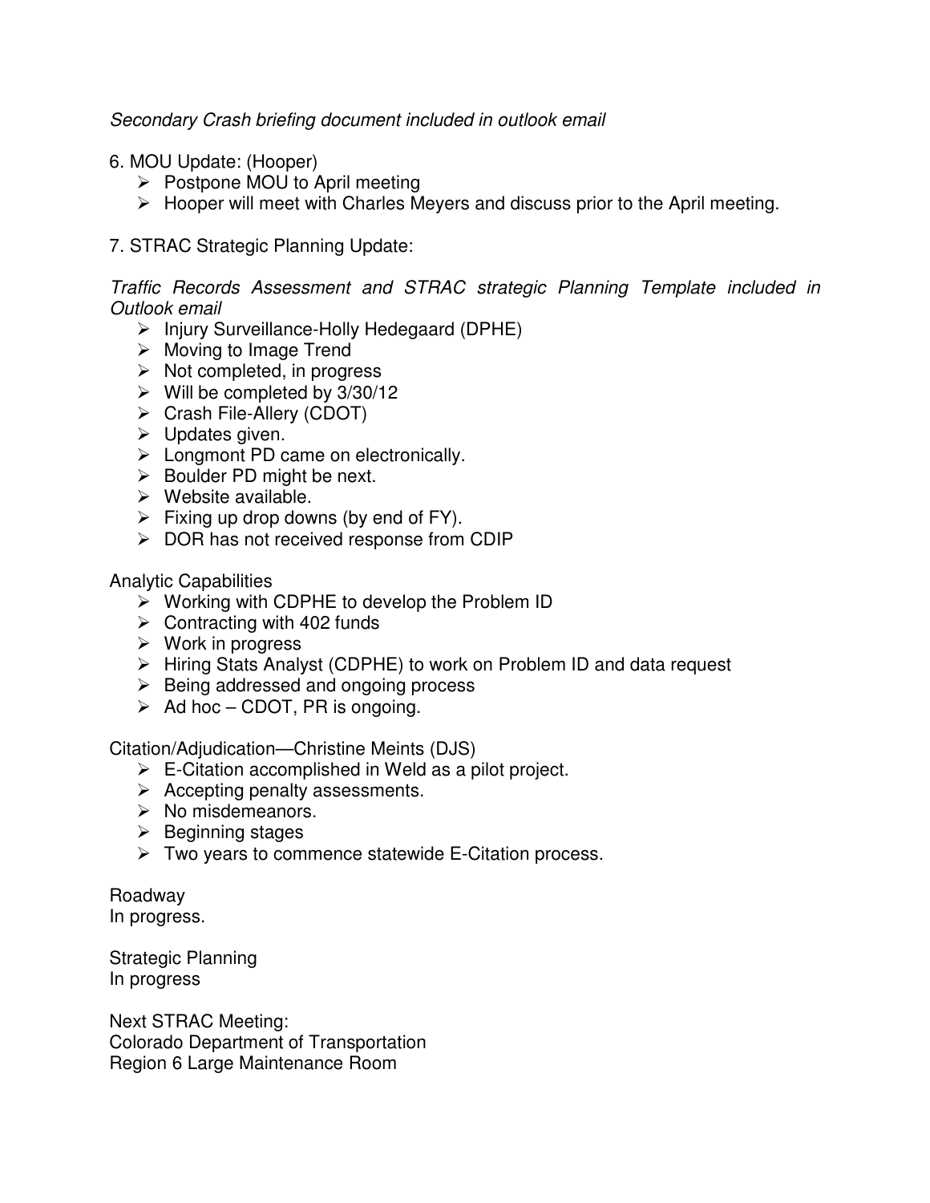*Secondary Crash briefing document included in outlook email*

6. MOU Update: (Hooper)
   - Postpone MOU to April meeting
   - Hooper will meet with Charles Meyers and discuss prior to the April meeting.

7. STRAC Strategic Planning Update:

*Traffic Records Assessment and STRAC strategic Planning Template included in Outlook email*

- Injury Surveillance-Holly Hedegaard (DPHE)
- Moving to Image Trend
- Not completed, in progress
- Will be completed by 3/30/12
- Crash File-Allery (CDOT)
- Updates given.
- Longmont PD came on electronically.
- Boulder PD might be next.
- Website available.
- Fixing up drop downs (by end of FY).
- DOR has not received response from CDIP

Analytic Capabilities

- Working with CDPHE to develop the Problem ID
- Contracting with 402 funds
- Work in progress
- Hiring Stats Analyst (CDPHE) to work on Problem ID and data request
- Being addressed and ongoing process
- Ad hoc – CDOT, PR is ongoing.

Citation/Adjudication—Christine Meints (DJS)

- E-Citation accomplished in Weld as a pilot project.
- Accepting penalty assessments.
- No misdemeanors.
- Beginning stages
- Two years to commence statewide E-Citation process.

Roadway
In progress.

Strategic Planning
In progress

Next STRAC Meeting:
Colorado Department of Transportation
Region 6 Large Maintenance Room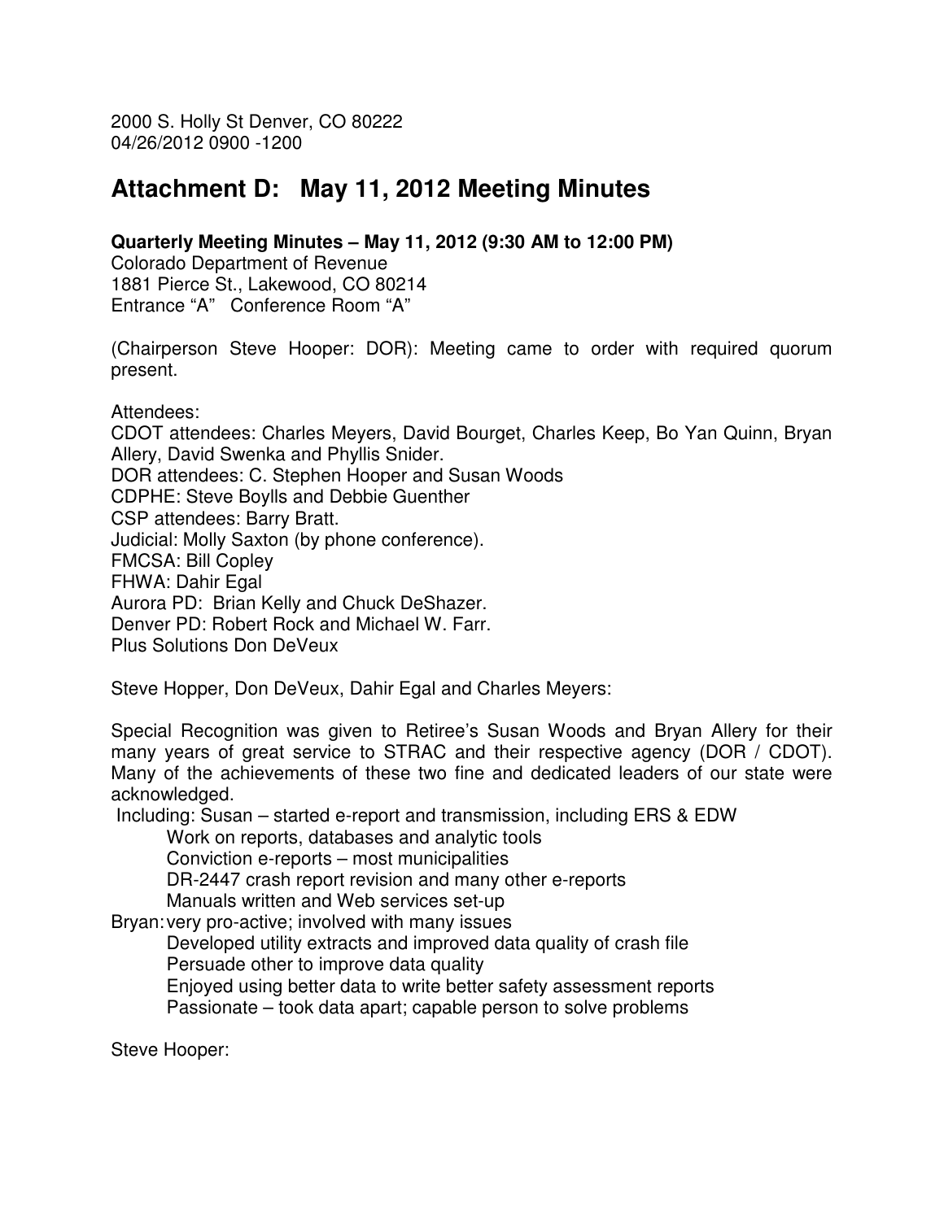2000 S. Holly St Denver, CO 80222
04/26/2012 0900 -1200

# Attachment D: May 11, 2012 Meeting Minutes

**Quarterly Meeting Minutes – May 11, 2012 (9:30 AM to 12:00 PM)**
Colorado Department of Revenue
1881 Pierce St., Lakewood, CO 80214
Entrance "A" Conference Room "A"

(Chairperson Steve Hooper: DOR): Meeting came to order with required quorum present.

Attendees:
CDOT attendees: Charles Meyers, David Bourget, Charles Keep, Bo Yan Quinn, Bryan Allery, David Swenka and Phyllis Snider.
DOR attendees: C. Stephen Hooper and Susan Woods
CDPHE: Steve Boylls and Debbie Guenther
CSP attendees: Barry Bratt.
Judicial: Molly Saxton (by phone conference).
FMCSA: Bill Copley
FHWA: Dahir Egal
Aurora PD: Brian Kelly and Chuck DeShazer.
Denver PD: Robert Rock and Michael W. Farr.
Plus Solutions Don DeVeux

Steve Hopper, Don DeVeux, Dahir Egal and Charles Meyers:

Special Recognition was given to Retiree's Susan Woods and Bryan Allery for their many years of great service to STRAC and their respective agency (DOR / CDOT). Many of the achievements of these two fine and dedicated leaders of our state were acknowledged.

Including: Susan – started e-report and transmission, including ERS & EDW
- Work on reports, databases and analytic tools
- Conviction e-reports – most municipalities
- DR-2447 crash report revision and many other e-reports
- Manuals written and Web services set-up

Bryan: very pro-active; involved with many issues
- Developed utility extracts and improved data quality of crash file
- Persuade other to improve data quality
- Enjoyed using better data to write better safety assessment reports
- Passionate – took data apart; capable person to solve problems

Steve Hooper: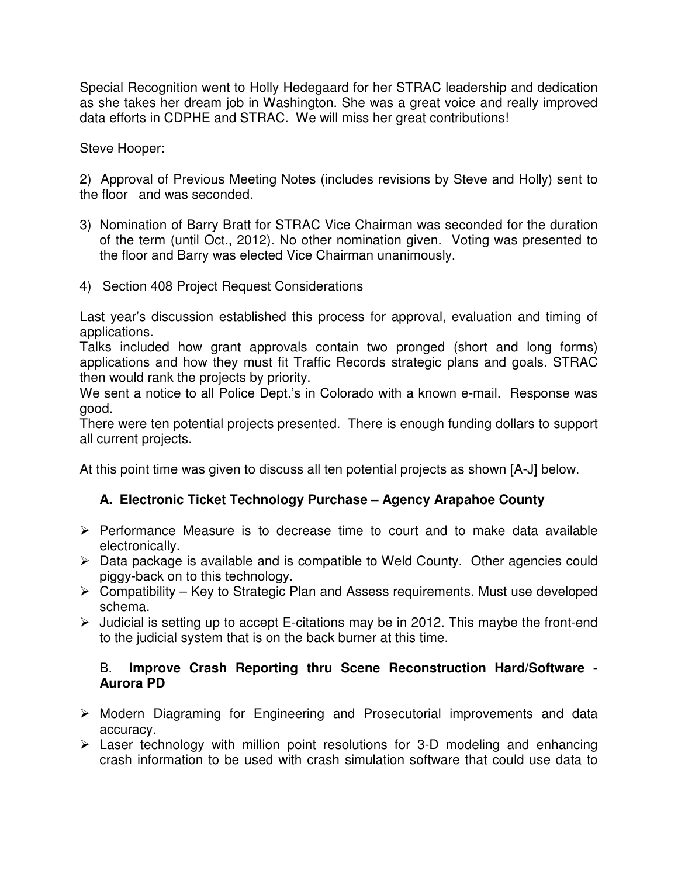Special Recognition went to Holly Hedegaard for her STRAC leadership and dedication as she takes her dream job in Washington. She was a great voice and really improved data efforts in CDPHE and STRAC. We will miss her great contributions!

Steve Hooper:

2) Approval of Previous Meeting Notes (includes revisions by Steve and Holly) sent to the floor and was seconded.

3) Nomination of Barry Bratt for STRAC Vice Chairman was seconded for the duration of the term (until Oct., 2012). No other nomination given. Voting was presented to the floor and Barry was elected Vice Chairman unanimously.

4) Section 408 Project Request Considerations

Last year's discussion established this process for approval, evaluation and timing of applications.

Talks included how grant approvals contain two pronged (short and long forms) applications and how they must fit Traffic Records strategic plans and goals. STRAC then would rank the projects by priority.

We sent a notice to all Police Dept.'s in Colorado with a known e-mail. Response was good.

There were ten potential projects presented. There is enough funding dollars to support all current projects.

At this point time was given to discuss all ten potential projects as shown [A-J] below.

**A. Electronic Ticket Technology Purchase – Agency Arapahoe County**

- Performance Measure is to decrease time to court and to make data available electronically.
- Data package is available and is compatible to Weld County. Other agencies could piggy-back on to this technology.
- Compatibility – Key to Strategic Plan and Assess requirements. Must use developed schema.
- Judicial is setting up to accept E-citations may be in 2012. This maybe the front-end to the judicial system that is on the back burner at this time.

B. **Improve Crash Reporting thru Scene Reconstruction Hard/Software - Aurora PD**

- Modern Diagraming for Engineering and Prosecutorial improvements and data accuracy.
- Laser technology with million point resolutions for 3-D modeling and enhancing crash information to be used with crash simulation software that could use data to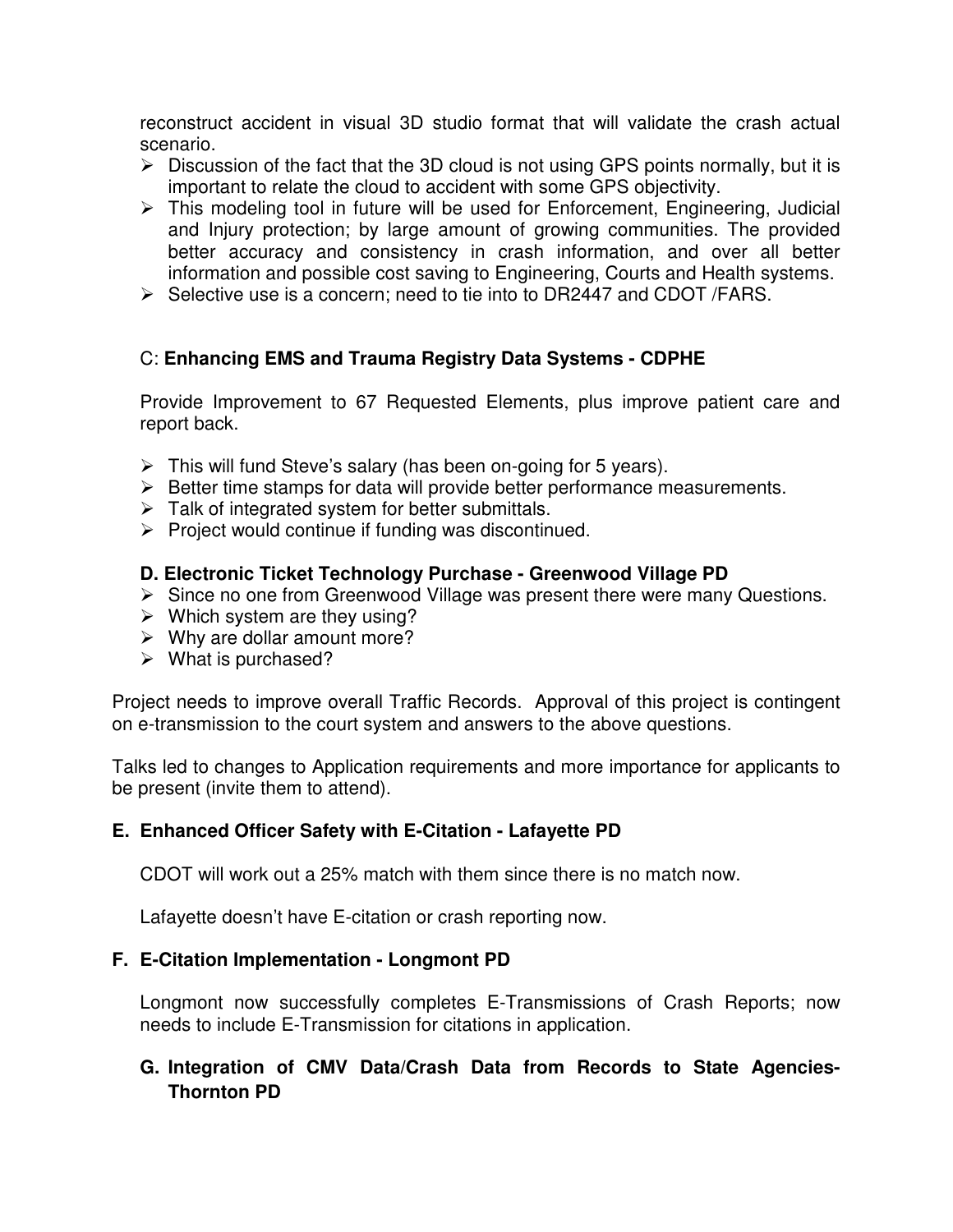reconstruct accident in visual 3D studio format that will validate the crash actual scenario.

- Discussion of the fact that the 3D cloud is not using GPS points normally, but it is important to relate the cloud to accident with some GPS objectivity.
- This modeling tool in future will be used for Enforcement, Engineering, Judicial and Injury protection; by large amount of growing communities. The provided better accuracy and consistency in crash information, and over all better information and possible cost saving to Engineering, Courts and Health systems.
- Selective use is a concern; need to tie into to DR2447 and CDOT /FARS.

### C: **Enhancing EMS and Trauma Registry Data Systems - CDPHE**

Provide Improvement to 67 Requested Elements, plus improve patient care and report back.

- This will fund Steve's salary (has been on-going for 5 years).
- Better time stamps for data will provide better performance measurements.
- Talk of integrated system for better submittals.
- Project would continue if funding was discontinued.

### D. Electronic Ticket Technology Purchase - Greenwood Village PD

- Since no one from Greenwood Village was present there were many Questions.
- Which system are they using?
- Why are dollar amount more?
- What is purchased?

Project needs to improve overall Traffic Records. Approval of this project is contingent on e-transmission to the court system and answers to the above questions.

Talks led to changes to Application requirements and more importance for applicants to be present (invite them to attend).

### E. Enhanced Officer Safety with E-Citation - Lafayette PD

CDOT will work out a 25% match with them since there is no match now.

Lafayette doesn't have E-citation or crash reporting now.

### F. E-Citation Implementation - Longmont PD

Longmont now successfully completes E-Transmissions of Crash Reports; now needs to include E-Transmission for citations in application.

### G. Integration of CMV Data/Crash Data from Records to State Agencies-Thornton PD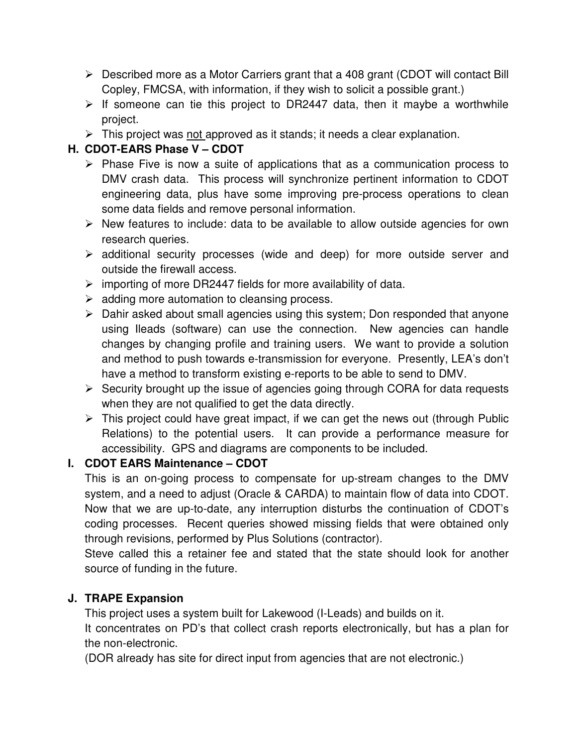- Described more as a Motor Carriers grant that a 408 grant (CDOT will contact Bill Copley, FMCSA, with information, if they wish to solicit a possible grant.)
- If someone can tie this project to DR2447 data, then it maybe a worthwhile project.
- This project was not approved as it stands; it needs a clear explanation.

**H. CDOT-EARS Phase V – CDOT**

- Phase Five is now a suite of applications that as a communication process to DMV crash data. This process will synchronize pertinent information to CDOT engineering data, plus have some improving pre-process operations to clean some data fields and remove personal information.
- New features to include: data to be available to allow outside agencies for own research queries.
- additional security processes (wide and deep) for more outside server and outside the firewall access.
- importing of more DR2447 fields for more availability of data.
- adding more automation to cleansing process.
- Dahir asked about small agencies using this system; Don responded that anyone using Ileads (software) can use the connection. New agencies can handle changes by changing profile and training users. We want to provide a solution and method to push towards e-transmission for everyone. Presently, LEA's don't have a method to transform existing e-reports to be able to send to DMV.
- Security brought up the issue of agencies going through CORA for data requests when they are not qualified to get the data directly.
- This project could have great impact, if we can get the news out (through Public Relations) to the potential users. It can provide a performance measure for accessibility. GPS and diagrams are components to be included.

**I. CDOT EARS Maintenance – CDOT**

This is an on-going process to compensate for up-stream changes to the DMV system, and a need to adjust (Oracle & CARDA) to maintain flow of data into CDOT. Now that we are up-to-date, any interruption disturbs the continuation of CDOT's coding processes. Recent queries showed missing fields that were obtained only through revisions, performed by Plus Solutions (contractor).

Steve called this a retainer fee and stated that the state should look for another source of funding in the future.

**J. TRAPE Expansion**

This project uses a system built for Lakewood (I-Leads) and builds on it.

It concentrates on PD's that collect crash reports electronically, but has a plan for the non-electronic.

(DOR already has site for direct input from agencies that are not electronic.)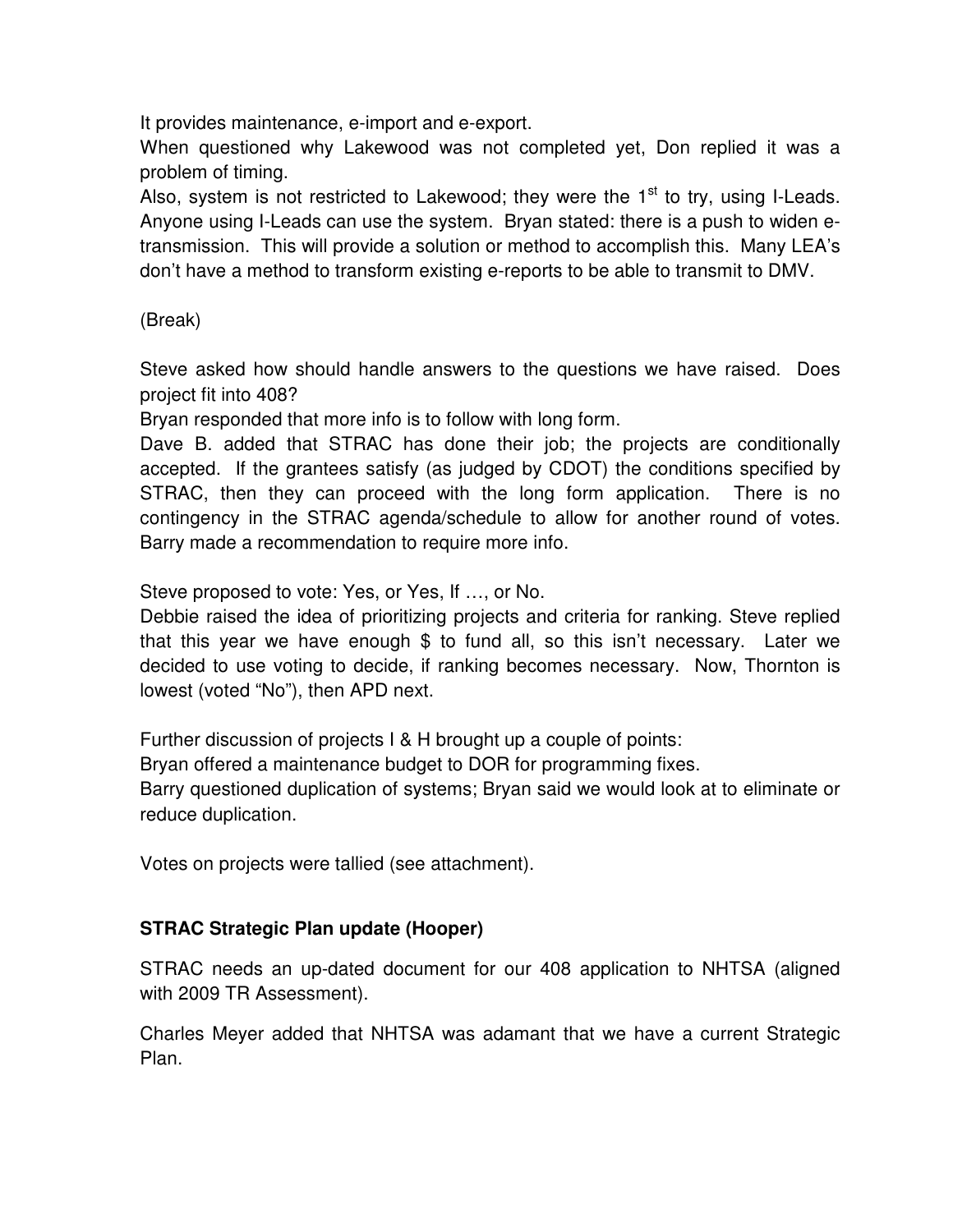It provides maintenance, e-import and e-export.

When questioned why Lakewood was not completed yet, Don replied it was a problem of timing.

Also, system is not restricted to Lakewood; they were the 1st to try, using I-Leads. Anyone using I-Leads can use the system. Bryan stated: there is a push to widen e-transmission. This will provide a solution or method to accomplish this. Many LEA's don't have a method to transform existing e-reports to be able to transmit to DMV.

(Break)

Steve asked how should handle answers to the questions we have raised. Does project fit into 408?

Bryan responded that more info is to follow with long form.

Dave B. added that STRAC has done their job; the projects are conditionally accepted. If the grantees satisfy (as judged by CDOT) the conditions specified by STRAC, then they can proceed with the long form application. There is no contingency in the STRAC agenda/schedule to allow for another round of votes. Barry made a recommendation to require more info.

Steve proposed to vote: Yes, or Yes, If …, or No.

Debbie raised the idea of prioritizing projects and criteria for ranking. Steve replied that this year we have enough $ to fund all, so this isn't necessary. Later we decided to use voting to decide, if ranking becomes necessary. Now, Thornton is lowest (voted "No"), then APD next.

Further discussion of projects I & H brought up a couple of points:

Bryan offered a maintenance budget to DOR for programming fixes.

Barry questioned duplication of systems; Bryan said we would look at to eliminate or reduce duplication.

Votes on projects were tallied (see attachment).

**STRAC Strategic Plan update (Hooper)**

STRAC needs an up-dated document for our 408 application to NHTSA (aligned with 2009 TR Assessment).

Charles Meyer added that NHTSA was adamant that we have a current Strategic Plan.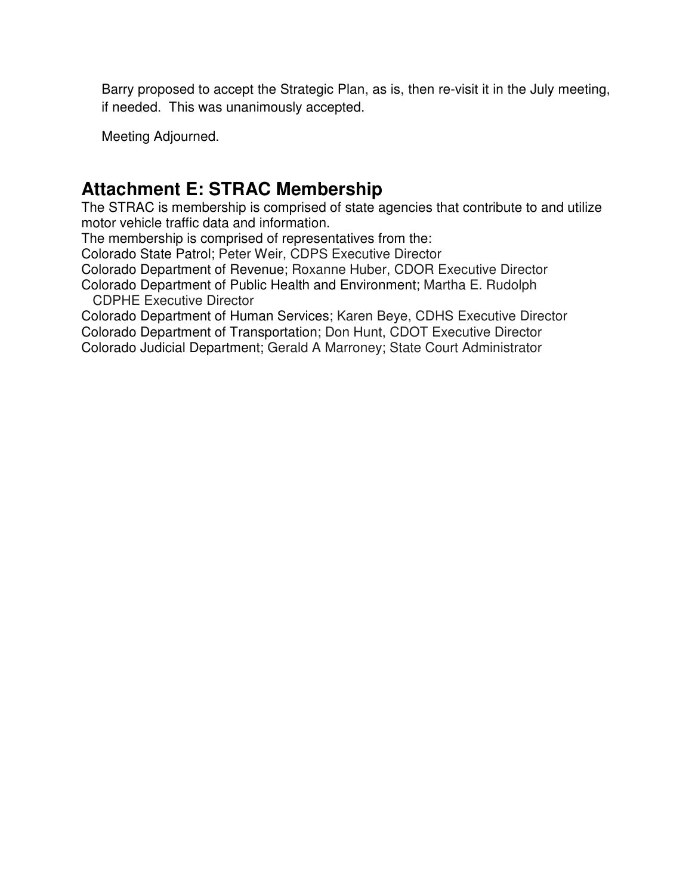Barry proposed to accept the Strategic Plan, as is, then re-visit it in the July meeting, if needed. This was unanimously accepted.

Meeting Adjourned.

## Attachment E: STRAC Membership

The STRAC is membership is comprised of state agencies that contribute to and utilize motor vehicle traffic data and information.

The membership is comprised of representatives from the:

Colorado State Patrol; Peter Weir, CDPS Executive Director

Colorado Department of Revenue; Roxanne Huber, CDOR Executive Director

Colorado Department of Public Health and Environment; Martha E. Rudolph CDPHE Executive Director

Colorado Department of Human Services; Karen Beye, CDHS Executive Director

Colorado Department of Transportation; Don Hunt, CDOT Executive Director

Colorado Judicial Department; Gerald A Marroney; State Court Administrator